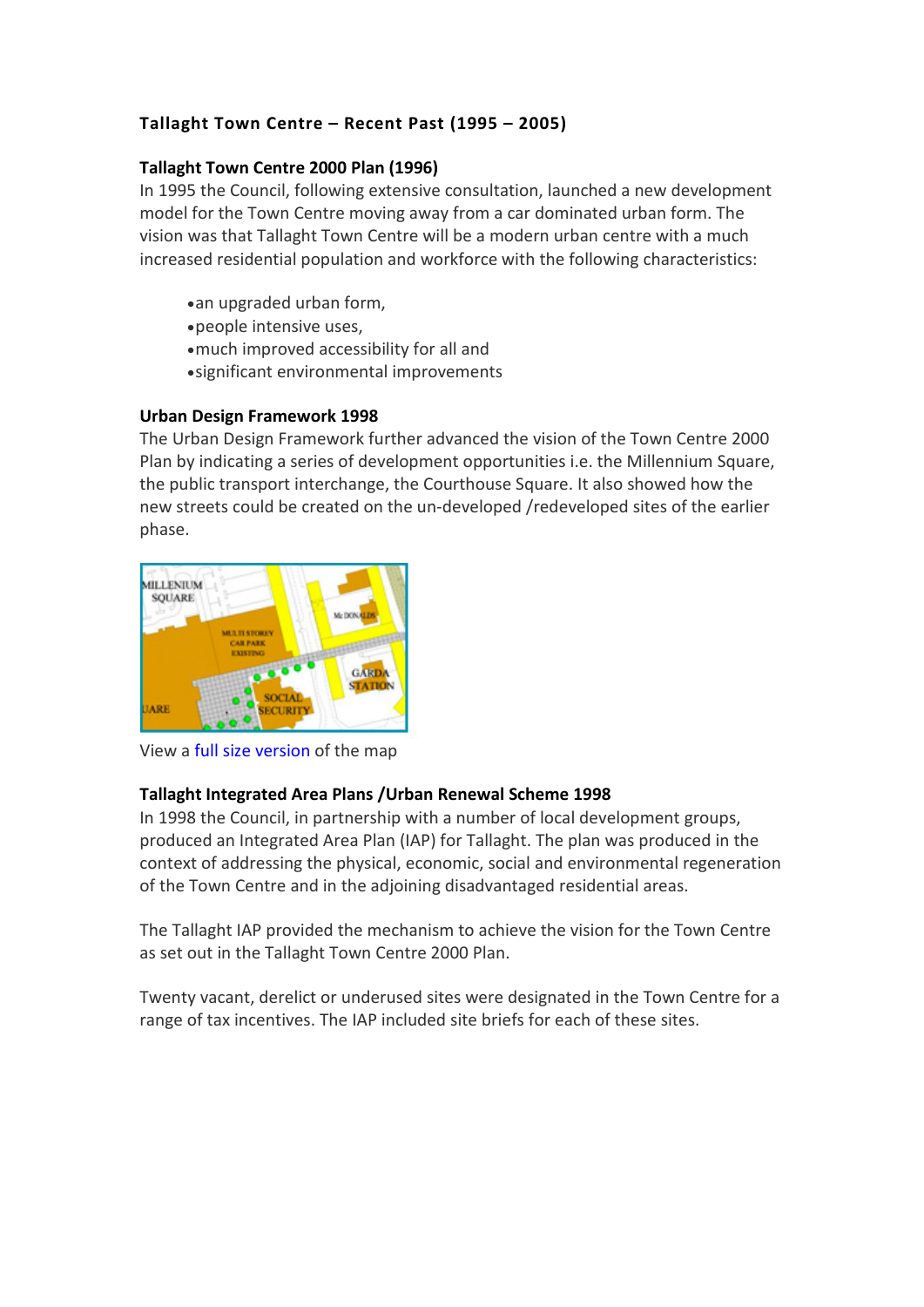# Tallaght Town Centre – Recent Past (1995 – 2005)

### Tallaght Town Centre 2000 Plan (1996)

In 1995 the Council, following extensive consultation, launched a new development model for the Town Centre moving away from a car dominated urban form. The vision was that Tallaght Town Centre will be a modern urban centre with a much increased residential population and workforce with the following characteristics:

- an upgraded urban form,
- people intensive uses,
- much improved accessibility for all and
- significant environmental improvements

### Urban Design Framework 1998

The Urban Design Framework further advanced the vision of the Town Centre 2000 Plan by indicating a series of development opportunities i.e. the Millennium Square, the public transport interchange, the Courthouse Square. It also showed how the new streets could be created on the un-developed /redeveloped sites of the earlier phase.

View a full size version of the map

### Tallaght Integrated Area Plans /Urban Renewal Scheme 1998

In 1998 the Council, in partnership with a number of local development groups, produced an Integrated Area Plan (IAP) for Tallaght. The plan was produced in the context of addressing the physical, economic, social and environmental regeneration of the Town Centre and in the adjoining disadvantaged residential areas.

The Tallaght IAP provided the mechanism to achieve the vision for the Town Centre as set out in the Tallaght Town Centre 2000 Plan.

Twenty vacant, derelict or underused sites were designated in the Town Centre for a range of tax incentives. The IAP included site briefs for each of these sites.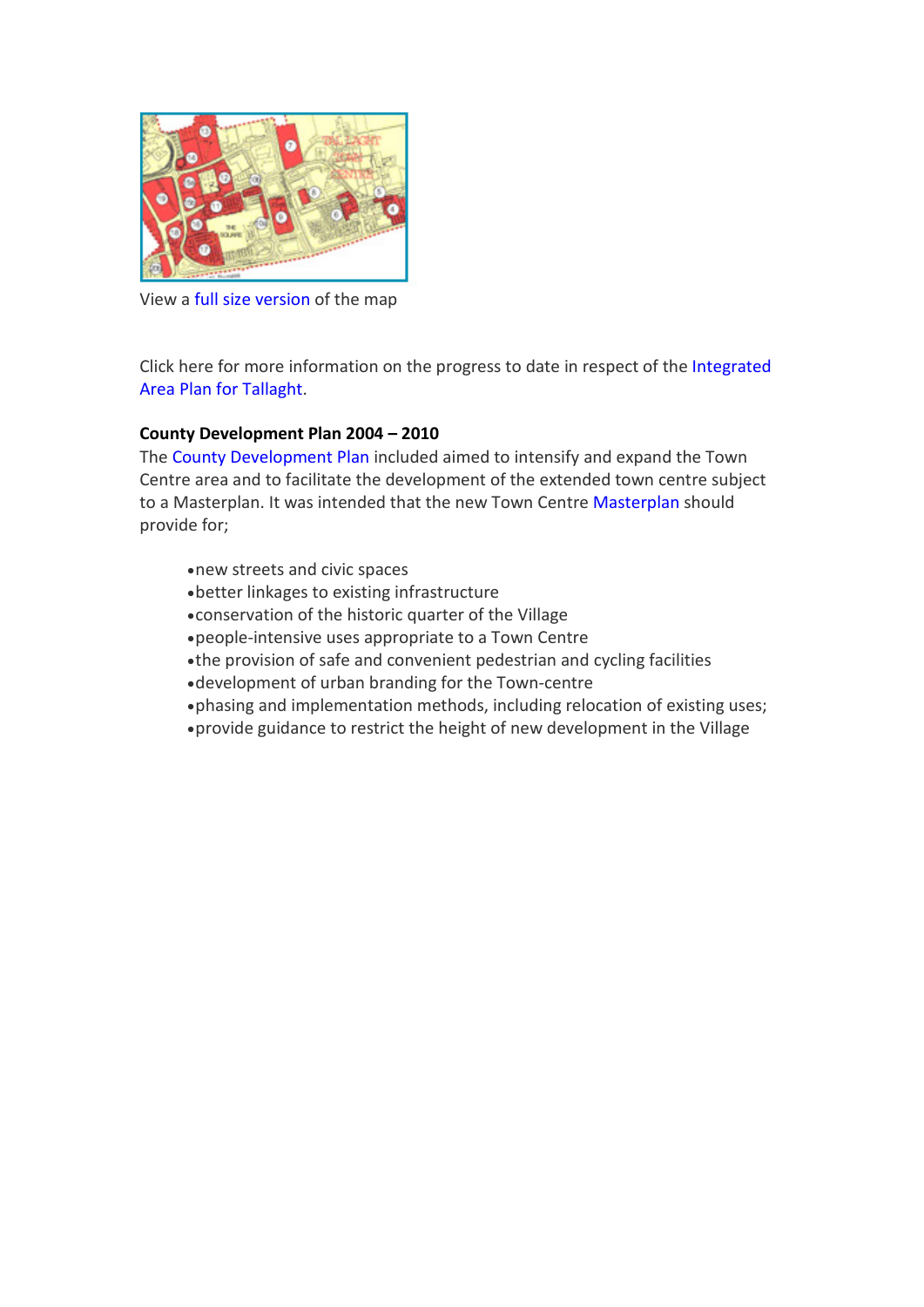View a full size version of the map

Click here for more information on the progress to date in respect of the Integrated Area Plan for Tallaght.

**County Development Plan 2004 – 2010**

The County Development Plan included aimed to intensify and expand the Town Centre area and to facilitate the development of the extended town centre subject to a Masterplan. It was intended that the new Town Centre Masterplan should provide for;

- new streets and civic spaces
- better linkages to existing infrastructure
- conservation of the historic quarter of the Village
- people-intensive uses appropriate to a Town Centre
- the provision of safe and convenient pedestrian and cycling facilities
- development of urban branding for the Town-centre
- phasing and implementation methods, including relocation of existing uses;
- provide guidance to restrict the height of new development in the Village